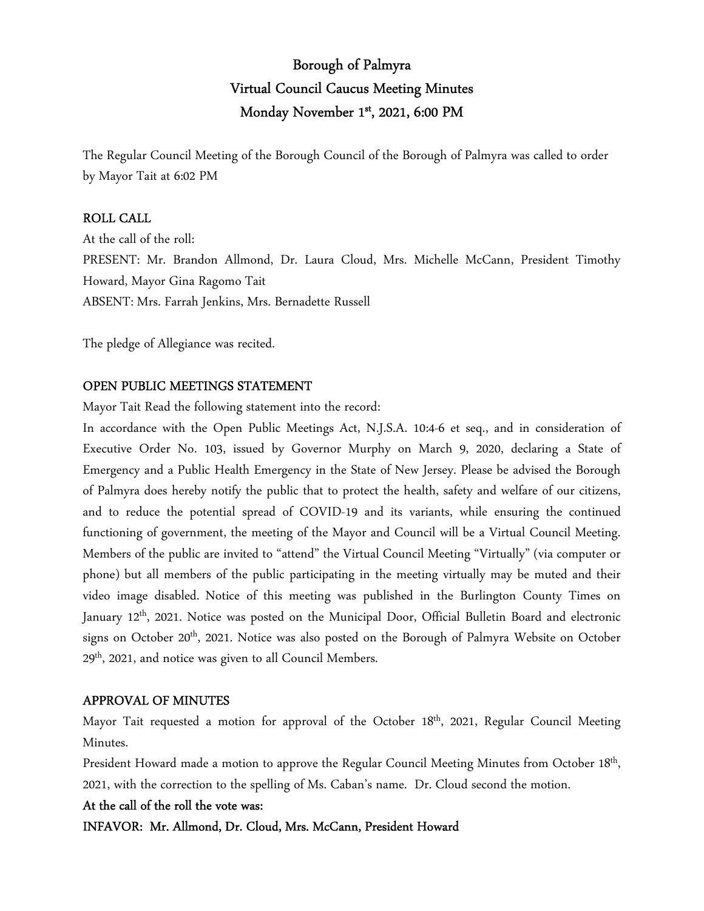# Borough of Palmyra
## Virtual Council Caucus Meeting Minutes
## Monday November 1st, 2021, 6:00 PM

The Regular Council Meeting of the Borough Council of the Borough of Palmyra was called to order by Mayor Tait at 6:02 PM

### ROLL CALL

At the call of the roll:

PRESENT: Mr. Brandon Allmond, Dr. Laura Cloud, Mrs. Michelle McCann, President Timothy Howard, Mayor Gina Ragomo Tait

ABSENT: Mrs. Farrah Jenkins, Mrs. Bernadette Russell

The pledge of Allegiance was recited.

### OPEN PUBLIC MEETINGS STATEMENT

Mayor Tait Read the following statement into the record:

In accordance with the Open Public Meetings Act, N.J.S.A. 10:4-6 et seq., and in consideration of Executive Order No. 103, issued by Governor Murphy on March 9, 2020, declaring a State of Emergency and a Public Health Emergency in the State of New Jersey. Please be advised the Borough of Palmyra does hereby notify the public that to protect the health, safety and welfare of our citizens, and to reduce the potential spread of COVID-19 and its variants, while ensuring the continued functioning of government, the meeting of the Mayor and Council will be a Virtual Council Meeting. Members of the public are invited to "attend" the Virtual Council Meeting "Virtually" (via computer or phone) but all members of the public participating in the meeting virtually may be muted and their video image disabled. Notice of this meeting was published in the Burlington County Times on January 12th, 2021. Notice was posted on the Municipal Door, Official Bulletin Board and electronic signs on October 20th, 2021. Notice was also posted on the Borough of Palmyra Website on October 29th, 2021, and notice was given to all Council Members.

### APPROVAL OF MINUTES

Mayor Tait requested a motion for approval of the October 18th, 2021, Regular Council Meeting Minutes.

President Howard made a motion to approve the Regular Council Meeting Minutes from October 18th, 2021, with the correction to the spelling of Ms. Caban's name. Dr. Cloud second the motion.

**At the call of the roll the vote was:**

**INFAVOR: Mr. Allmond, Dr. Cloud, Mrs. McCann, President Howard**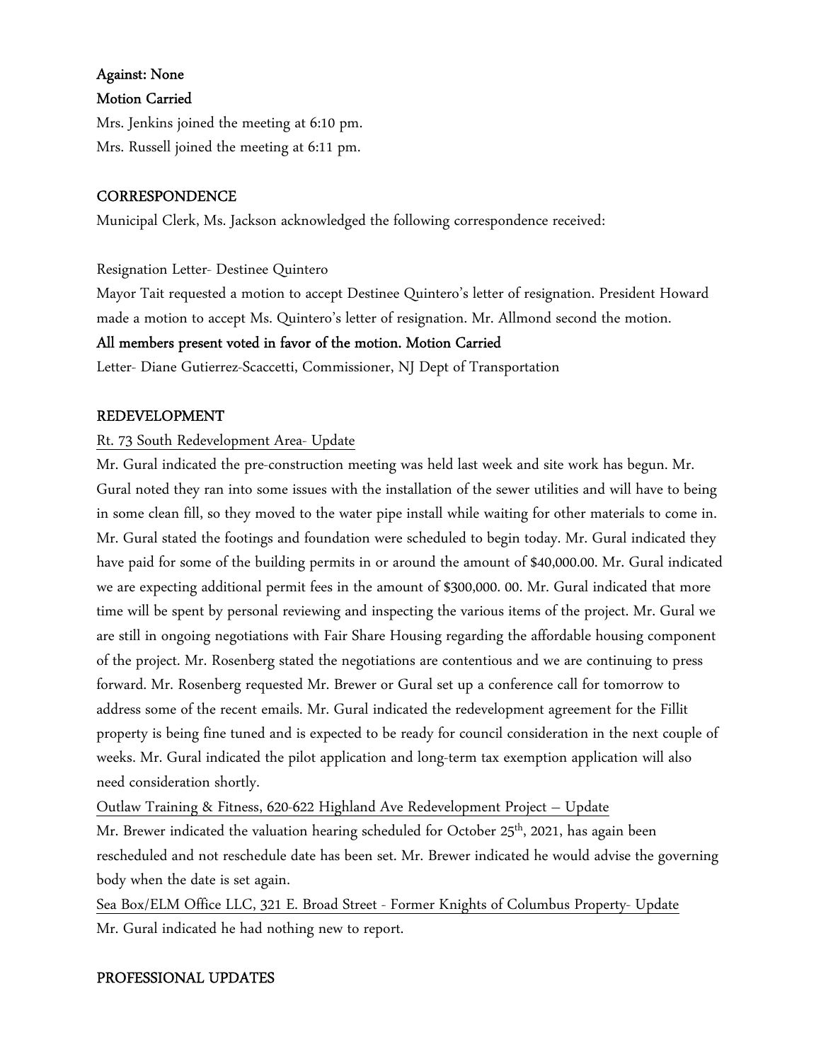**Against: None**

**Motion Carried**

Mrs. Jenkins joined the meeting at 6:10 pm.

Mrs. Russell joined the meeting at 6:11 pm.

## CORRESPONDENCE

Municipal Clerk, Ms. Jackson acknowledged the following correspondence received:

Resignation Letter- Destinee Quintero

Mayor Tait requested a motion to accept Destinee Quintero's letter of resignation. President Howard made a motion to accept Ms. Quintero's letter of resignation. Mr. Allmond second the motion.

**All members present voted in favor of the motion. Motion Carried**

Letter- Diane Gutierrez-Scaccetti, Commissioner, NJ Dept of Transportation

## REDEVELOPMENT

Rt. 73 South Redevelopment Area- Update

Mr. Gural indicated the pre-construction meeting was held last week and site work has begun. Mr. Gural noted they ran into some issues with the installation of the sewer utilities and will have to being in some clean fill, so they moved to the water pipe install while waiting for other materials to come in. Mr. Gural stated the footings and foundation were scheduled to begin today. Mr. Gural indicated they have paid for some of the building permits in or around the amount of $40,000.00. Mr. Gural indicated we are expecting additional permit fees in the amount of $300,000. 00. Mr. Gural indicated that more time will be spent by personal reviewing and inspecting the various items of the project. Mr. Gural we are still in ongoing negotiations with Fair Share Housing regarding the affordable housing component of the project. Mr. Rosenberg stated the negotiations are contentious and we are continuing to press forward. Mr. Rosenberg requested Mr. Brewer or Gural set up a conference call for tomorrow to address some of the recent emails. Mr. Gural indicated the redevelopment agreement for the Fillit property is being fine tuned and is expected to be ready for council consideration in the next couple of weeks. Mr. Gural indicated the pilot application and long-term tax exemption application will also need consideration shortly.

Outlaw Training & Fitness, 620-622 Highland Ave Redevelopment Project – Update

Mr. Brewer indicated the valuation hearing scheduled for October 25th, 2021, has again been rescheduled and not reschedule date has been set. Mr. Brewer indicated he would advise the governing body when the date is set again.

Sea Box/ELM Office LLC, 321 E. Broad Street - Former Knights of Columbus Property- Update

Mr. Gural indicated he had nothing new to report.

## PROFESSIONAL UPDATES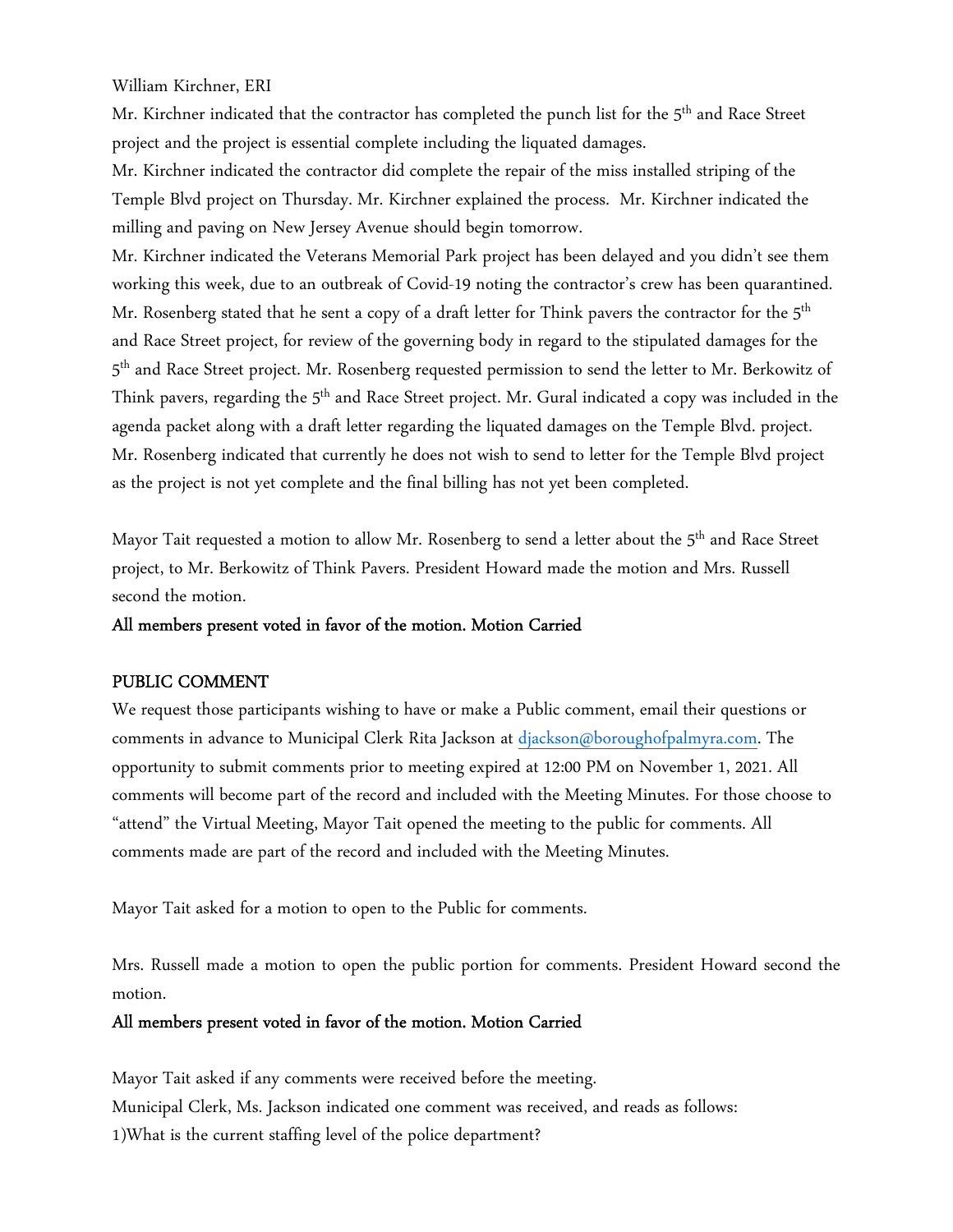William Kirchner, ERI

Mr. Kirchner indicated that the contractor has completed the punch list for the 5th and Race Street project and the project is essential complete including the liquated damages.

Mr. Kirchner indicated the contractor did complete the repair of the miss installed striping of the Temple Blvd project on Thursday. Mr. Kirchner explained the process. Mr. Kirchner indicated the milling and paving on New Jersey Avenue should begin tomorrow.

Mr. Kirchner indicated the Veterans Memorial Park project has been delayed and you didn't see them working this week, due to an outbreak of Covid-19 noting the contractor's crew has been quarantined.

Mr. Rosenberg stated that he sent a copy of a draft letter for Think pavers the contractor for the 5th and Race Street project, for review of the governing body in regard to the stipulated damages for the 5th and Race Street project. Mr. Rosenberg requested permission to send the letter to Mr. Berkowitz of Think pavers, regarding the 5th and Race Street project. Mr. Gural indicated a copy was included in the agenda packet along with a draft letter regarding the liquated damages on the Temple Blvd. project. Mr. Rosenberg indicated that currently he does not wish to send to letter for the Temple Blvd project as the project is not yet complete and the final billing has not yet been completed.

Mayor Tait requested a motion to allow Mr. Rosenberg to send a letter about the 5th and Race Street project, to Mr. Berkowitz of Think Pavers. President Howard made the motion and Mrs. Russell second the motion.

**All members present voted in favor of the motion. Motion Carried**

## PUBLIC COMMENT

We request those participants wishing to have or make a Public comment, email their questions or comments in advance to Municipal Clerk Rita Jackson at djackson@boroughofpalmyra.com. The opportunity to submit comments prior to meeting expired at 12:00 PM on November 1, 2021. All comments will become part of the record and included with the Meeting Minutes. For those choose to "attend" the Virtual Meeting, Mayor Tait opened the meeting to the public for comments. All comments made are part of the record and included with the Meeting Minutes.

Mayor Tait asked for a motion to open to the Public for comments.

Mrs. Russell made a motion to open the public portion for comments. President Howard second the motion.

**All members present voted in favor of the motion. Motion Carried**

Mayor Tait asked if any comments were received before the meeting.

Municipal Clerk, Ms. Jackson indicated one comment was received, and reads as follows:

1)What is the current staffing level of the police department?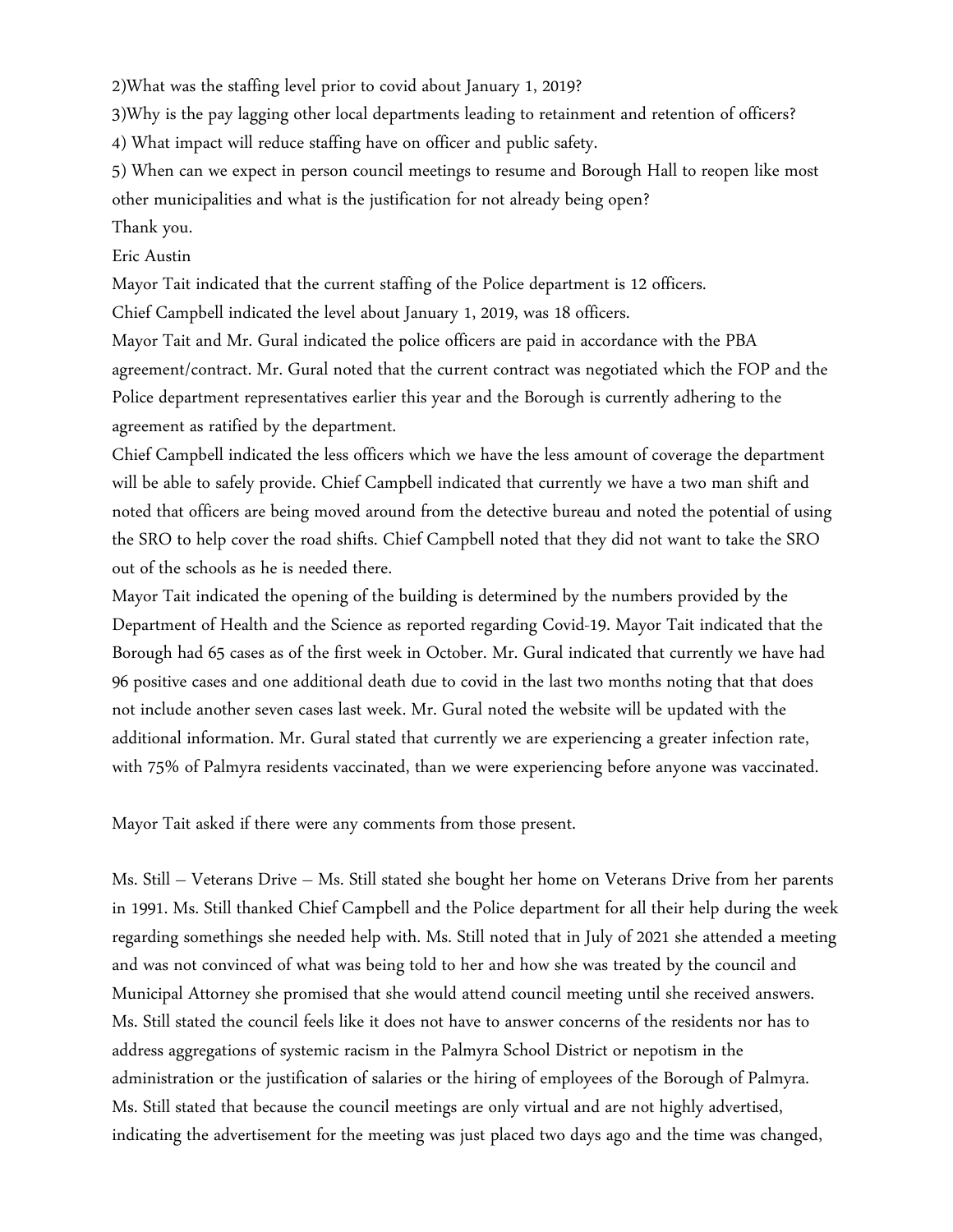2)What was the staffing level prior to covid about January 1, 2019?

3)Why is the pay lagging other local departments leading to retainment and retention of officers?

4) What impact will reduce staffing have on officer and public safety.

5) When can we expect in person council meetings to resume and Borough Hall to reopen like most other municipalities and what is the justification for not already being open?

Thank you.

Eric Austin

Mayor Tait indicated that the current staffing of the Police department is 12 officers.

Chief Campbell indicated the level about January 1, 2019, was 18 officers.

Mayor Tait and Mr. Gural indicated the police officers are paid in accordance with the PBA agreement/contract. Mr. Gural noted that the current contract was negotiated which the FOP and the Police department representatives earlier this year and the Borough is currently adhering to the agreement as ratified by the department.

Chief Campbell indicated the less officers which we have the less amount of coverage the department will be able to safely provide. Chief Campbell indicated that currently we have a two man shift and noted that officers are being moved around from the detective bureau and noted the potential of using the SRO to help cover the road shifts. Chief Campbell noted that they did not want to take the SRO out of the schools as he is needed there.

Mayor Tait indicated the opening of the building is determined by the numbers provided by the Department of Health and the Science as reported regarding Covid-19. Mayor Tait indicated that the Borough had 65 cases as of the first week in October. Mr. Gural indicated that currently we have had 96 positive cases and one additional death due to covid in the last two months noting that that does not include another seven cases last week. Mr. Gural noted the website will be updated with the additional information. Mr. Gural stated that currently we are experiencing a greater infection rate, with 75% of Palmyra residents vaccinated, than we were experiencing before anyone was vaccinated.

Mayor Tait asked if there were any comments from those present.

Ms. Still – Veterans Drive – Ms. Still stated she bought her home on Veterans Drive from her parents in 1991. Ms. Still thanked Chief Campbell and the Police department for all their help during the week regarding somethings she needed help with. Ms. Still noted that in July of 2021 she attended a meeting and was not convinced of what was being told to her and how she was treated by the council and Municipal Attorney she promised that she would attend council meeting until she received answers. Ms. Still stated the council feels like it does not have to answer concerns of the residents nor has to address aggregations of systemic racism in the Palmyra School District or nepotism in the administration or the justification of salaries or the hiring of employees of the Borough of Palmyra. Ms. Still stated that because the council meetings are only virtual and are not highly advertised, indicating the advertisement for the meeting was just placed two days ago and the time was changed,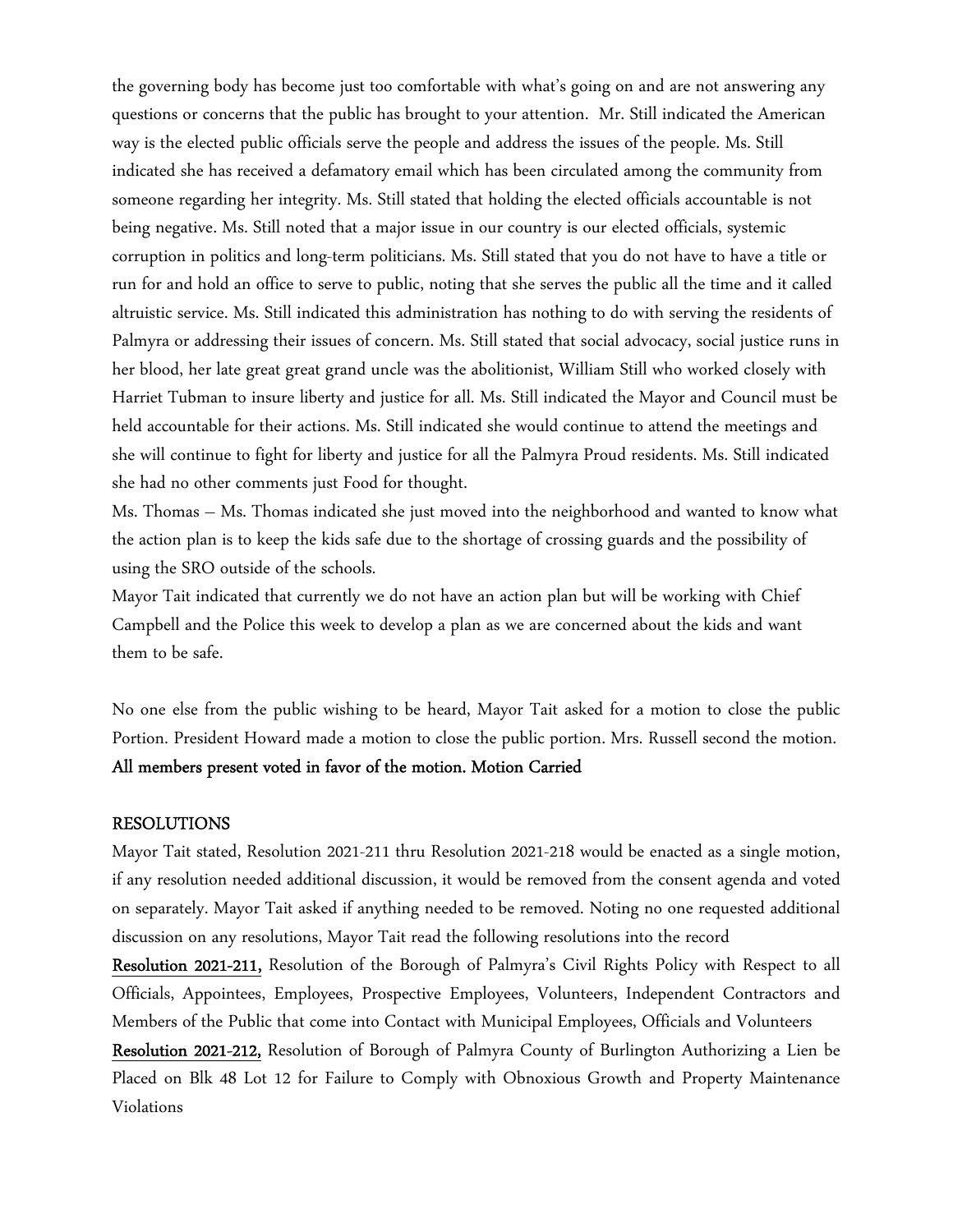the governing body has become just too comfortable with what's going on and are not answering any questions or concerns that the public has brought to your attention. Mr. Still indicated the American way is the elected public officials serve the people and address the issues of the people. Ms. Still indicated she has received a defamatory email which has been circulated among the community from someone regarding her integrity. Ms. Still stated that holding the elected officials accountable is not being negative. Ms. Still noted that a major issue in our country is our elected officials, systemic corruption in politics and long-term politicians. Ms. Still stated that you do not have to have a title or run for and hold an office to serve to public, noting that she serves the public all the time and it called altruistic service. Ms. Still indicated this administration has nothing to do with serving the residents of Palmyra or addressing their issues of concern. Ms. Still stated that social advocacy, social justice runs in her blood, her late great great grand uncle was the abolitionist, William Still who worked closely with Harriet Tubman to insure liberty and justice for all. Ms. Still indicated the Mayor and Council must be held accountable for their actions. Ms. Still indicated she would continue to attend the meetings and she will continue to fight for liberty and justice for all the Palmyra Proud residents. Ms. Still indicated she had no other comments just Food for thought.

Ms. Thomas – Ms. Thomas indicated she just moved into the neighborhood and wanted to know what the action plan is to keep the kids safe due to the shortage of crossing guards and the possibility of using the SRO outside of the schools.

Mayor Tait indicated that currently we do not have an action plan but will be working with Chief Campbell and the Police this week to develop a plan as we are concerned about the kids and want them to be safe.

No one else from the public wishing to be heard, Mayor Tait asked for a motion to close the public Portion. President Howard made a motion to close the public portion. Mrs. Russell second the motion. **All members present voted in favor of the motion. Motion Carried**

## RESOLUTIONS

Mayor Tait stated, Resolution 2021-211 thru Resolution 2021-218 would be enacted as a single motion, if any resolution needed additional discussion, it would be removed from the consent agenda and voted on separately. Mayor Tait asked if anything needed to be removed. Noting no one requested additional discussion on any resolutions, Mayor Tait read the following resolutions into the record

**Resolution 2021-211,** Resolution of the Borough of Palmyra's Civil Rights Policy with Respect to all Officials, Appointees, Employees, Prospective Employees, Volunteers, Independent Contractors and Members of the Public that come into Contact with Municipal Employees, Officials and Volunteers

**Resolution 2021-212,** Resolution of Borough of Palmyra County of Burlington Authorizing a Lien be Placed on Blk 48 Lot 12 for Failure to Comply with Obnoxious Growth and Property Maintenance Violations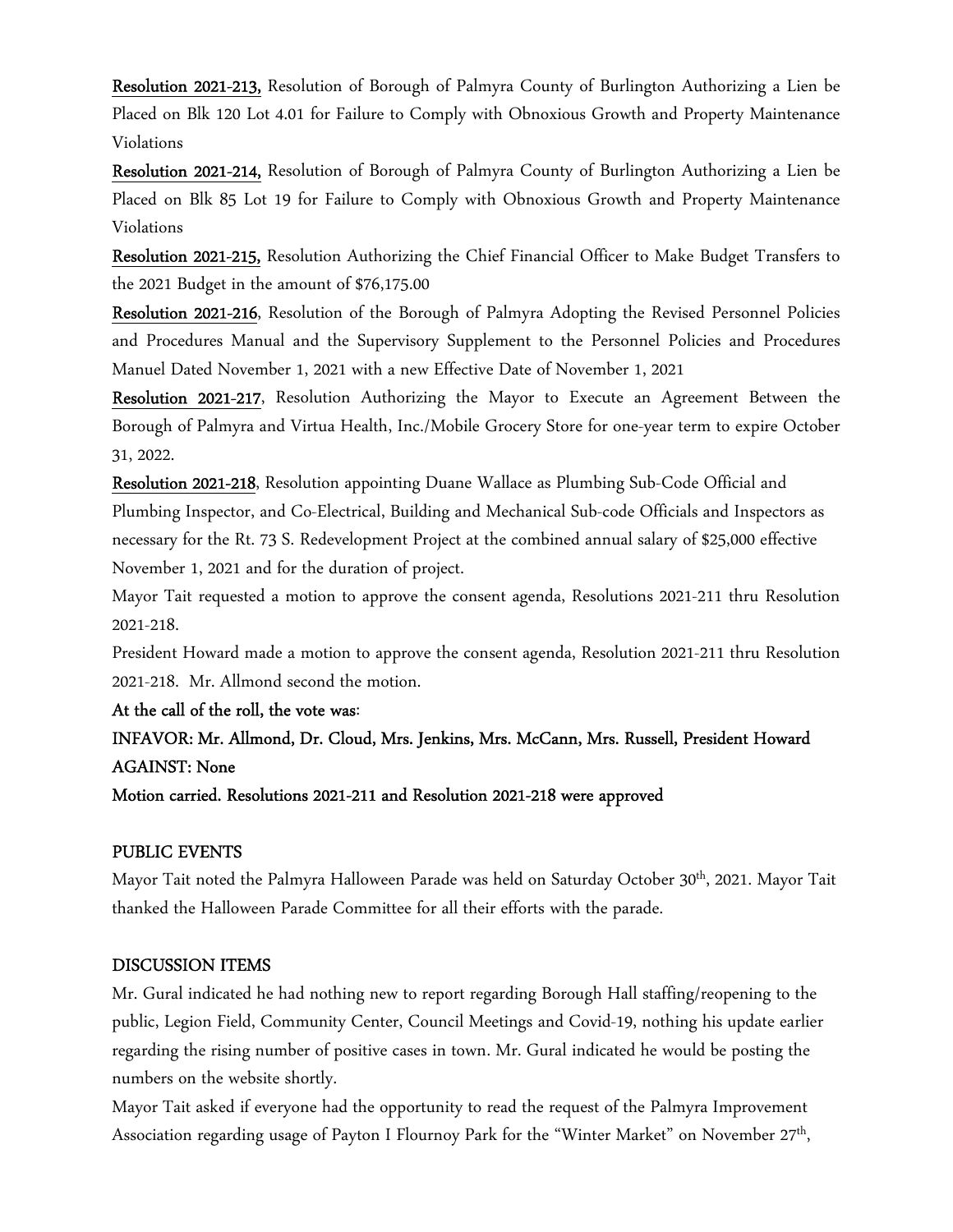**Resolution 2021-213,** Resolution of Borough of Palmyra County of Burlington Authorizing a Lien be Placed on Blk 120 Lot 4.01 for Failure to Comply with Obnoxious Growth and Property Maintenance Violations

**Resolution 2021-214,** Resolution of Borough of Palmyra County of Burlington Authorizing a Lien be Placed on Blk 85 Lot 19 for Failure to Comply with Obnoxious Growth and Property Maintenance Violations

**Resolution 2021-215,** Resolution Authorizing the Chief Financial Officer to Make Budget Transfers to the 2021 Budget in the amount of $76,175.00

**Resolution 2021-216**, Resolution of the Borough of Palmyra Adopting the Revised Personnel Policies and Procedures Manual and the Supervisory Supplement to the Personnel Policies and Procedures Manuel Dated November 1, 2021 with a new Effective Date of November 1, 2021

**Resolution 2021-217**, Resolution Authorizing the Mayor to Execute an Agreement Between the Borough of Palmyra and Virtua Health, Inc./Mobile Grocery Store for one-year term to expire October 31, 2022.

**Resolution 2021-218**, Resolution appointing Duane Wallace as Plumbing Sub-Code Official and Plumbing Inspector, and Co-Electrical, Building and Mechanical Sub-code Officials and Inspectors as necessary for the Rt. 73 S. Redevelopment Project at the combined annual salary of $25,000 effective November 1, 2021 and for the duration of project.

Mayor Tait requested a motion to approve the consent agenda, Resolutions 2021-211 thru Resolution 2021-218.

President Howard made a motion to approve the consent agenda, Resolution 2021-211 thru Resolution 2021-218. Mr. Allmond second the motion.

**At the call of the roll, the vote was**:

**INFAVOR: Mr. Allmond, Dr. Cloud, Mrs. Jenkins, Mrs. McCann, Mrs. Russell, President Howard**
**AGAINST: None**

**Motion carried. Resolutions 2021-211 and Resolution 2021-218 were approved**

## PUBLIC EVENTS

Mayor Tait noted the Palmyra Halloween Parade was held on Saturday October 30th, 2021. Mayor Tait thanked the Halloween Parade Committee for all their efforts with the parade.

## DISCUSSION ITEMS

Mr. Gural indicated he had nothing new to report regarding Borough Hall staffing/reopening to the public, Legion Field, Community Center, Council Meetings and Covid-19, nothing his update earlier regarding the rising number of positive cases in town. Mr. Gural indicated he would be posting the numbers on the website shortly.

Mayor Tait asked if everyone had the opportunity to read the request of the Palmyra Improvement Association regarding usage of Payton I Flournoy Park for the "Winter Market" on November 27th,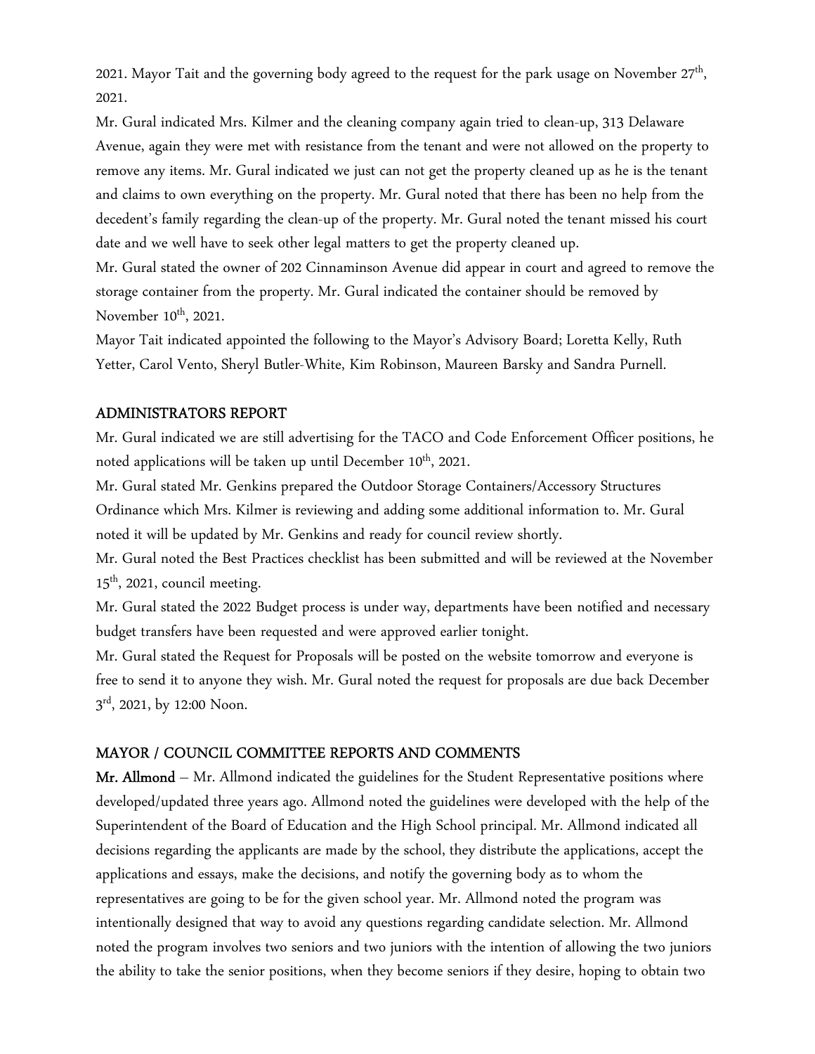2021. Mayor Tait and the governing body agreed to the request for the park usage on November 27th, 2021.

Mr. Gural indicated Mrs. Kilmer and the cleaning company again tried to clean-up, 313 Delaware Avenue, again they were met with resistance from the tenant and were not allowed on the property to remove any items. Mr. Gural indicated we just can not get the property cleaned up as he is the tenant and claims to own everything on the property. Mr. Gural noted that there has been no help from the decedent's family regarding the clean-up of the property. Mr. Gural noted the tenant missed his court date and we well have to seek other legal matters to get the property cleaned up.

Mr. Gural stated the owner of 202 Cinnaminson Avenue did appear in court and agreed to remove the storage container from the property. Mr. Gural indicated the container should be removed by November 10th, 2021.

Mayor Tait indicated appointed the following to the Mayor's Advisory Board; Loretta Kelly, Ruth Yetter, Carol Vento, Sheryl Butler-White, Kim Robinson, Maureen Barsky and Sandra Purnell.

## ADMINISTRATORS REPORT

Mr. Gural indicated we are still advertising for the TACO and Code Enforcement Officer positions, he noted applications will be taken up until December 10th, 2021.

Mr. Gural stated Mr. Genkins prepared the Outdoor Storage Containers/Accessory Structures Ordinance which Mrs. Kilmer is reviewing and adding some additional information to. Mr. Gural noted it will be updated by Mr. Genkins and ready for council review shortly.

Mr. Gural noted the Best Practices checklist has been submitted and will be reviewed at the November 15th, 2021, council meeting.

Mr. Gural stated the 2022 Budget process is under way, departments have been notified and necessary budget transfers have been requested and were approved earlier tonight.

Mr. Gural stated the Request for Proposals will be posted on the website tomorrow and everyone is free to send it to anyone they wish. Mr. Gural noted the request for proposals are due back December 3rd, 2021, by 12:00 Noon.

## MAYOR / COUNCIL COMMITTEE REPORTS AND COMMENTS

**Mr. Allmond** – Mr. Allmond indicated the guidelines for the Student Representative positions where developed/updated three years ago. Allmond noted the guidelines were developed with the help of the Superintendent of the Board of Education and the High School principal. Mr. Allmond indicated all decisions regarding the applicants are made by the school, they distribute the applications, accept the applications and essays, make the decisions, and notify the governing body as to whom the representatives are going to be for the given school year. Mr. Allmond noted the program was intentionally designed that way to avoid any questions regarding candidate selection. Mr. Allmond noted the program involves two seniors and two juniors with the intention of allowing the two juniors the ability to take the senior positions, when they become seniors if they desire, hoping to obtain two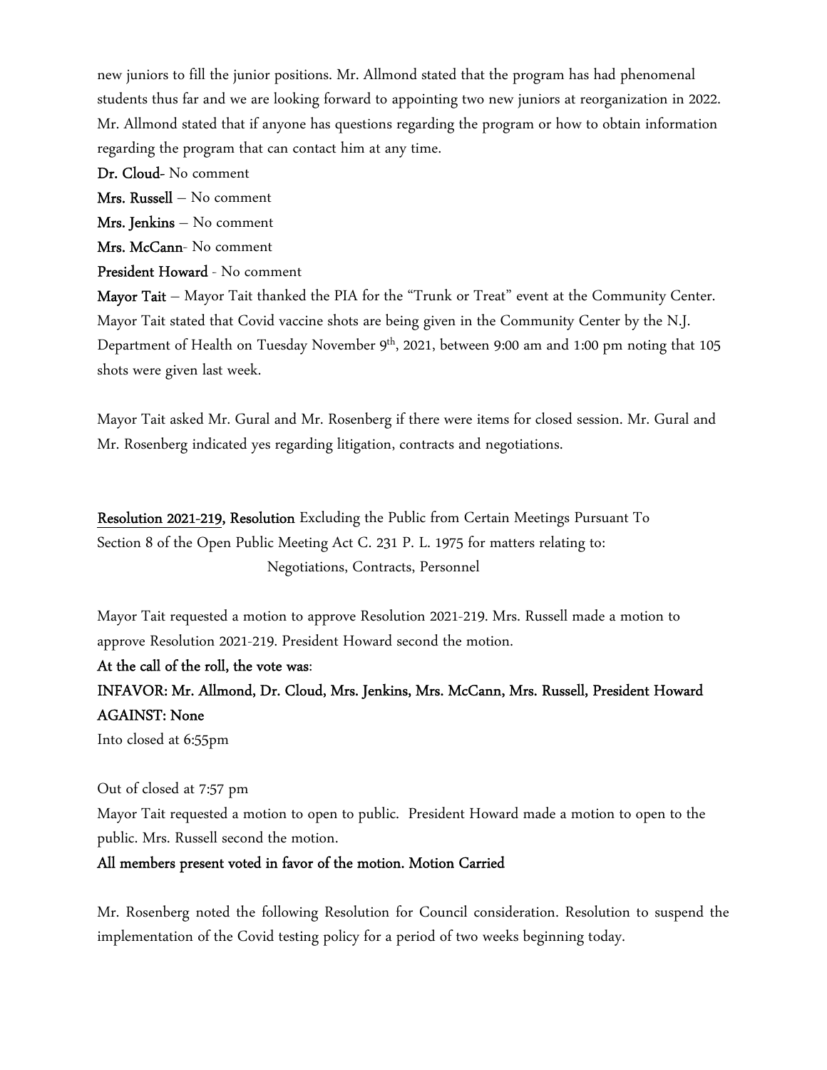new juniors to fill the junior positions. Mr. Allmond stated that the program has had phenomenal students thus far and we are looking forward to appointing two new juniors at reorganization in 2022. Mr. Allmond stated that if anyone has questions regarding the program or how to obtain information regarding the program that can contact him at any time.

**Dr. Cloud**- No comment

**Mrs. Russell** – No comment

**Mrs. Jenkins** – No comment

**Mrs. McCann**- No comment

**President Howard** - No comment

**Mayor Tait** – Mayor Tait thanked the PIA for the "Trunk or Treat" event at the Community Center. Mayor Tait stated that Covid vaccine shots are being given in the Community Center by the N.J. Department of Health on Tuesday November 9th, 2021, between 9:00 am and 1:00 pm noting that 105 shots were given last week.

Mayor Tait asked Mr. Gural and Mr. Rosenberg if there were items for closed session. Mr. Gural and Mr. Rosenberg indicated yes regarding litigation, contracts and negotiations.

**Resolution 2021-219, Resolution** Excluding the Public from Certain Meetings Pursuant To Section 8 of the Open Public Meeting Act C. 231 P. L. 1975 for matters relating to:
Negotiations, Contracts, Personnel

Mayor Tait requested a motion to approve Resolution 2021-219. Mrs. Russell made a motion to approve Resolution 2021-219. President Howard second the motion.

**At the call of the roll, the vote was**:

**INFAVOR: Mr. Allmond, Dr. Cloud, Mrs. Jenkins, Mrs. McCann, Mrs. Russell, President Howard**

**AGAINST: None**

Into closed at 6:55pm

Out of closed at 7:57 pm

Mayor Tait requested a motion to open to public. President Howard made a motion to open to the public. Mrs. Russell second the motion.

**All members present voted in favor of the motion. Motion Carried**

Mr. Rosenberg noted the following Resolution for Council consideration. Resolution to suspend the implementation of the Covid testing policy for a period of two weeks beginning today.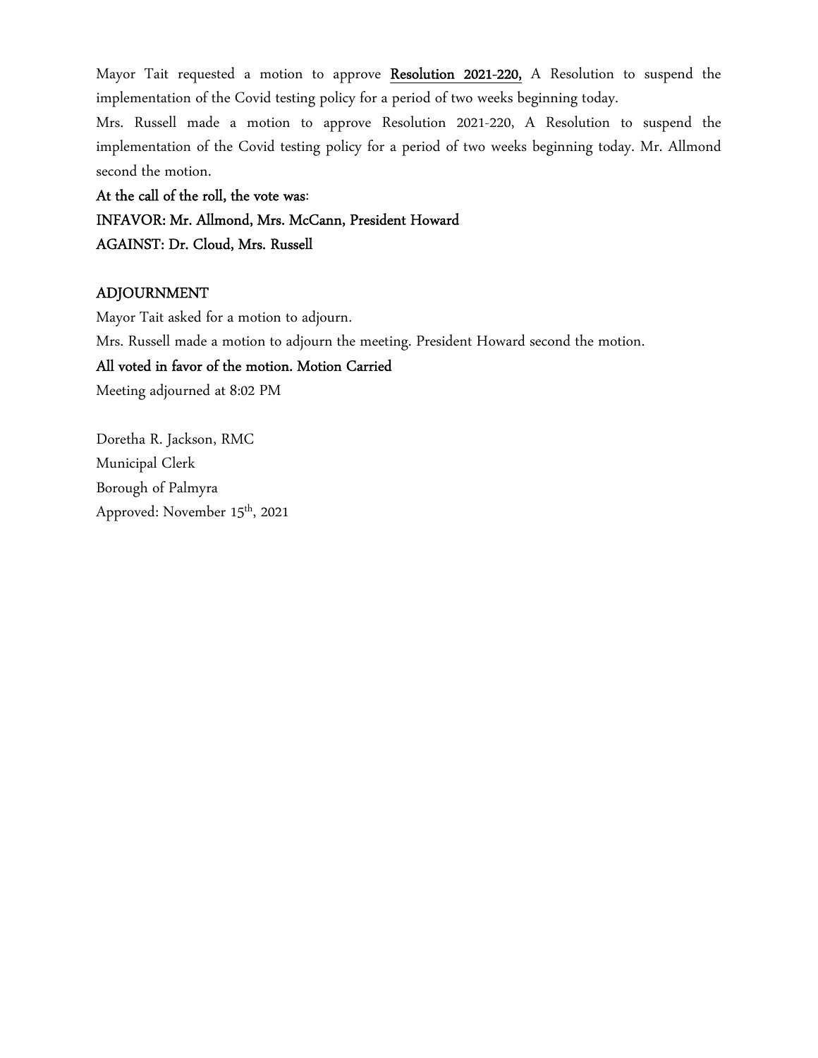Mayor Tait requested a motion to approve **Resolution 2021-220,** A Resolution to suspend the implementation of the Covid testing policy for a period of two weeks beginning today.

Mrs. Russell made a motion to approve Resolution 2021-220, A Resolution to suspend the implementation of the Covid testing policy for a period of two weeks beginning today. Mr. Allmond second the motion.

**At the call of the roll, the vote was:**

**INFAVOR: Mr. Allmond, Mrs. McCann, President Howard**

**AGAINST: Dr. Cloud, Mrs. Russell**

## ADJOURNMENT

Mayor Tait asked for a motion to adjourn.

Mrs. Russell made a motion to adjourn the meeting. President Howard second the motion.

**All voted in favor of the motion. Motion Carried**

Meeting adjourned at 8:02 PM

Doretha R. Jackson, RMC
Municipal Clerk
Borough of Palmyra
Approved: November 15th, 2021